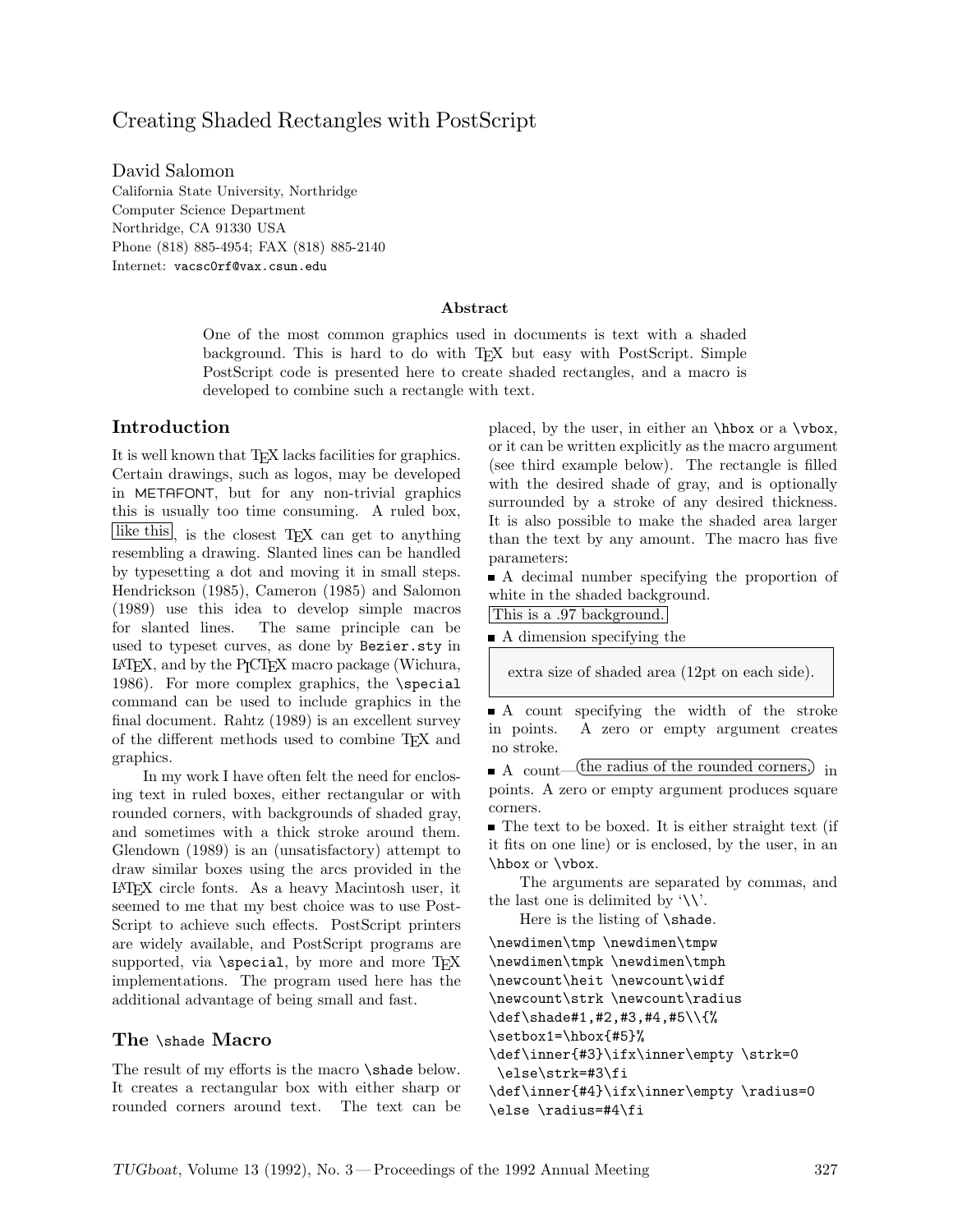# Creating Shaded Rectangles with PostScript

David Salomon
California State University, Northridge
Computer Science Department
Northridge, CA 91330 USA
Phone (818) 885-4954; FAX (818) 885-2140
Internet: vacsc0rf@vax.csun.edu

### Abstract

One of the most common graphics used in documents is text with a shaded background. This is hard to do with TEX but easy with PostScript. Simple PostScript code is presented here to create shaded rectangles, and a macro is developed to combine such a rectangle with text.

## Introduction

It is well known that TEX lacks facilities for graphics. Certain drawings, such as logos, may be developed in METAFONT, but for any non-trivial graphics this is usually too time consuming. A ruled box, like this, is the closest TEX can get to anything resembling a drawing. Slanted lines can be handled by typesetting a dot and moving it in small steps. Hendrickson (1985), Cameron (1985) and Salomon (1989) use this idea to develop simple macros for slanted lines. The same principle can be used to typeset curves, as done by `Bezier.sty` in LATEX, and by the PICTEX macro package (Wichura, 1986). For more complex graphics, the `\special` command can be used to include graphics in the final document. Rahtz (1989) is an excellent survey of the different methods used to combine TEX and graphics.

In my work I have often felt the need for enclosing text in ruled boxes, either rectangular or with rounded corners, with backgrounds of shaded gray, and sometimes with a thick stroke around them. Glendown (1989) is an (unsatisfactory) attempt to draw similar boxes using the arcs provided in the LATEX circle fonts. As a heavy Macintosh user, it seemed to me that my best choice was to use PostScript to achieve such effects. PostScript printers are widely available, and PostScript programs are supported, via `\special`, by more and more TEX implementations. The program used here has the additional advantage of being small and fast.

## The `\shade` Macro

The result of my efforts is the macro `\shade` below. It creates a rectangular box with either sharp or rounded corners around text. The text can be placed, by the user, in either an `\hbox` or a `\vbox`, or it can be written explicitly as the macro argument (see third example below). The rectangle is filled with the desired shade of gray, and is optionally surrounded by a stroke of any desired thickness. It is also possible to make the shaded area larger than the text by any amount. The macro has five parameters:

- A decimal number specifying the proportion of white in the shaded background.
  This is a .97 background.
- A dimension specifying the
  extra size of shaded area (12pt on each side).
- A count specifying the width of the stroke in points. A zero or empty argument creates no stroke.
- A count—the radius of the rounded corners, in points. A zero or empty argument produces square corners.
- The text to be boxed. It is either straight text (if it fits on one line) or is enclosed, by the user, in an `\hbox` or `\vbox`.

The arguments are separated by commas, and the last one is delimited by '`\\`'.

Here is the listing of `\shade`.

```
\newdimen\tmp \newdimen\tmpw
\newdimen\tmpk \newdimen\tmph
\newcount\heit \newcount\widf
\newcount\strk \newcount\radius
\def\shade#1,#2,#3,#4,#5\\{%
\setbox1=\hbox{#5}%
\def\inner{#3}\ifx\inner\empty \strk=0
 \else\strk=#3\fi
\def\inner{#4}\ifx\inner\empty \radius=0
\else \radius=#4\fi
```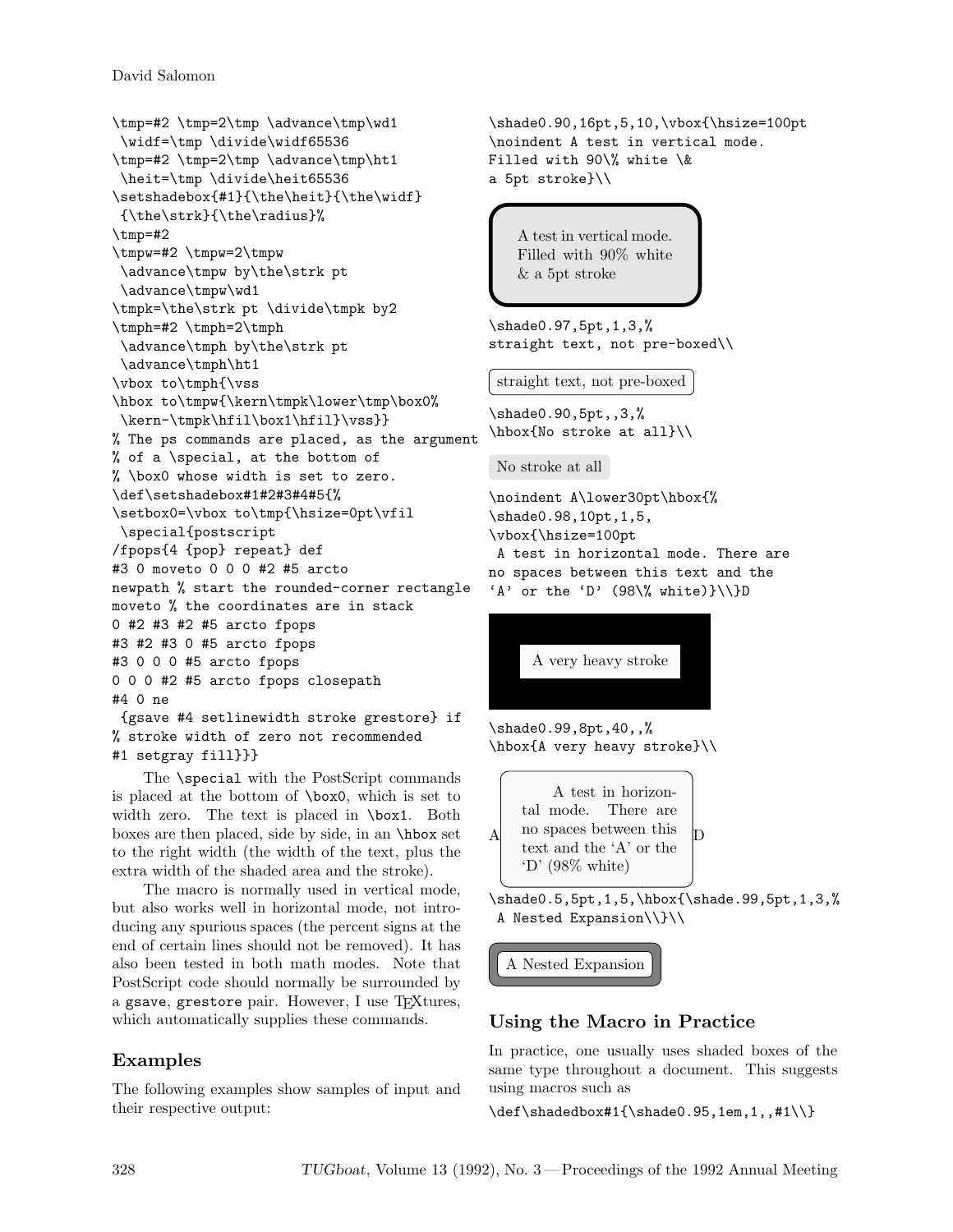```
\tmp=#2 \tmp=2\tmp \advance\tmp\wd1
 \widf=\tmp \divide\widf65536
\tmp=#2 \tmp=2\tmp \advance\tmp\ht1
 \heit=\tmp \divide\heit65536
\setshadebox{#1}{\the\heit}{\the\widf}
 {\the\strk}{\the\radius}%
\tmp=#2
\tmpw=#2 \tmpw=2\tmpw
 \advance\tmpw by\the\strk pt
 \advance\tmpw\wd1
\tmpk=\the\strk pt \divide\tmpk by2
\tmph=#2 \tmph=2\tmph
 \advance\tmph by\the\strk pt
 \advance\tmph\ht1
\vbox to\tmph{\vss
\hbox to\tmpw{\kern\tmpk\lower\tmp\box0%
 \kern-\tmpk\hfil\box1\hfil}\vss}}
% The ps commands are placed, as the argument
% of a \special, at the bottom of
% \box0 whose width is set to zero.
\def\setshadebox#1#2#3#4#5{%
\setbox0=\vbox to\tmp{\hsize=0pt\vfil
 \special{postscript
/fpops{4 {pop} repeat} def
#3 0 moveto 0 0 0 #2 #5 arcto
newpath % start the rounded-corner rectangle
moveto % the coordinates are in stack
0 #2 #3 #2 #5 arcto fpops
#3 #2 #3 0 #5 arcto fpops
#3 0 0 0 #5 arcto fpops
0 0 0 #2 #5 arcto fpops closepath
#4 0 ne
 {gsave #4 setlinewidth stroke grestore} if
% stroke width of zero not recommended
#1 setgray fill}}}
```

The `\special` with the PostScript commands is placed at the bottom of `\box0`, which is set to width zero. The text is placed in `\box1`. Both boxes are then placed, side by side, in an `\hbox` set to the right width (the width of the text, plus the extra width of the shaded area and the stroke).

The macro is normally used in vertical mode, but also works well in horizontal mode, not introducing any spurious spaces (the percent signs at the end of certain lines should not be removed). It has also been tested in both math modes. Note that PostScript code should normally be surrounded by a `gsave`, `grestore` pair. However, I use TEXtures, which automatically supplies these commands.

## Examples

The following examples show samples of input and their respective output:

```
\shade0.90,16pt,5,10,\vbox{\hsize=100pt
\noindent A test in vertical mode.
Filled with 90\% white \&
a 5pt stroke}\\
```

A test in vertical mode. Filled with 90% white & a 5pt stroke

```
\shade0.97,5pt,1,3,%
straight text, not pre-boxed\\
```

straight text, not pre-boxed

```
\shade0.90,5pt,,3,%
\hbox{No stroke at all}\\
```

No stroke at all

```
\noindent A\lower30pt\hbox{%
\shade0.98,10pt,1,5,
\vbox{\hsize=100pt
 A test in horizontal mode. There are
no spaces between this text and the
`A' or the `D' (98\% white)}\\}D
```

A very heavy stroke

```
\shade0.99,8pt,40,,%
\hbox{A very heavy stroke}\\
```

A A test in horizontal mode. There are no spaces between this text and the 'A' or the 'D' (98% white) D

```
\shade0.5,5pt,1,5,\hbox{\shade.99,5pt,1,3,%
 A Nested Expansion\\}\\
```

A Nested Expansion

## Using the Macro in Practice

In practice, one usually uses shaded boxes of the same type throughout a document. This suggests using macros such as

```
\def\shadedbox#1{\shade0.95,1em,1,,#1\\}
```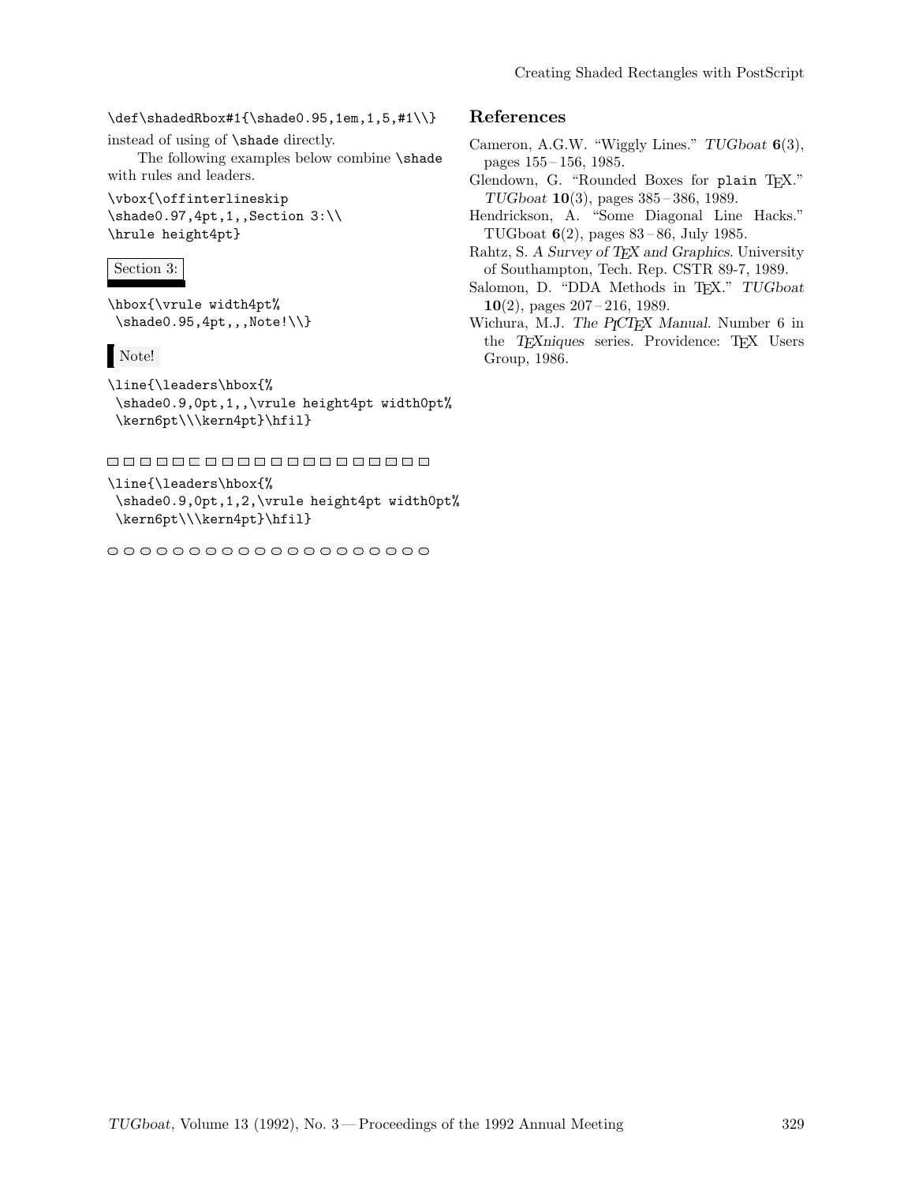```
\def\shadedRbox#1{\shade0.95,1em,1,5,#1\\}
```

instead of using of `\shade` directly.

The following examples below combine `\shade` with rules and leaders.

```
\vbox{\offinterlineskip
\shade0.97,4pt,1,,Section 3:\\
\hrule height4pt}
```

Section 3:

```
\hbox{\vrule width4pt%
 \shade0.95,4pt,,,Note!\\}
```

Note!

```
\line{\leaders\hbox{%
 \shade0.9,0pt,1,,\vrule height4pt width0pt%
 \kern6pt\\\kern4pt}\hfil}
```

```
\line{\leaders\hbox{%
 \shade0.9,0pt,1,2,\vrule height4pt width0pt%
 \kern6pt\\\kern4pt}\hfil}
```

## References

Cameron, A.G.W. "Wiggly Lines." *TUGboat* **6**(3), pages 155–156, 1985.

Glendown, G. "Rounded Boxes for `plain` TEX." *TUGboat* **10**(3), pages 385–386, 1989.

Hendrickson, A. "Some Diagonal Line Hacks." TUGboat **6**(2), pages 83–86, July 1985.

Rahtz, S. *A Survey of TEX and Graphics*. University of Southampton, Tech. Rep. CSTR 89-7, 1989.

Salomon, D. "DDA Methods in TEX." *TUGboat* **10**(2), pages 207–216, 1989.

Wichura, M.J. *The PICTEX Manual*. Number 6 in the *TEXniques* series. Providence: TEX Users Group, 1986.